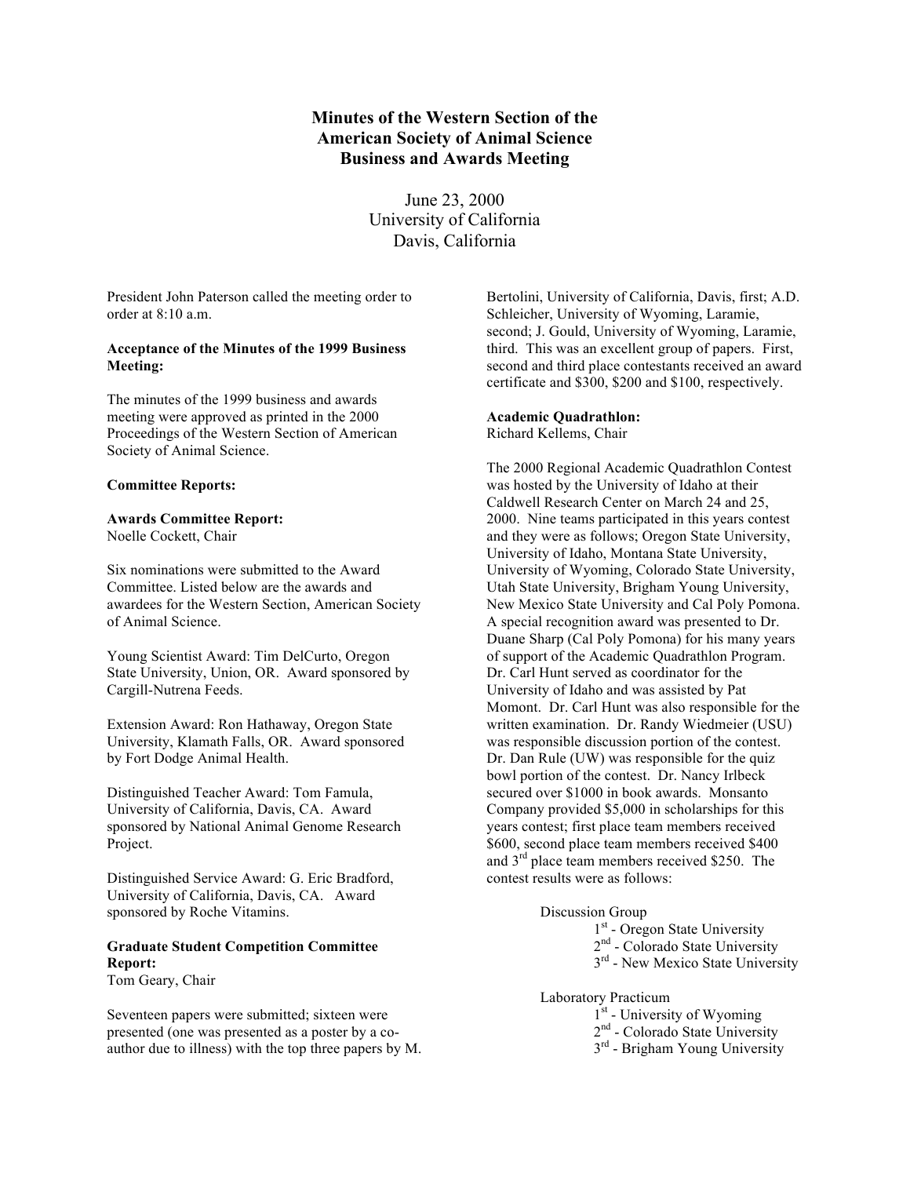# Minutes of the Western Section of the American Society of Animal Science Business and Awards Meeting

June 23, 2000
University of California
Davis, California

President John Paterson called the meeting order to order at 8:10 a.m.

**Acceptance of the Minutes of the 1999 Business Meeting:**

The minutes of the 1999 business and awards meeting were approved as printed in the 2000 Proceedings of the Western Section of American Society of Animal Science.

**Committee Reports:**

**Awards Committee Report:**
Noelle Cockett, Chair

Six nominations were submitted to the Award Committee. Listed below are the awards and awardees for the Western Section, American Society of Animal Science.

Young Scientist Award: Tim DelCurto, Oregon State University, Union, OR. Award sponsored by Cargill-Nutrena Feeds.

Extension Award: Ron Hathaway, Oregon State University, Klamath Falls, OR. Award sponsored by Fort Dodge Animal Health.

Distinguished Teacher Award: Tom Famula, University of California, Davis, CA. Award sponsored by National Animal Genome Research Project.

Distinguished Service Award: G. Eric Bradford, University of California, Davis, CA. Award sponsored by Roche Vitamins.

**Graduate Student Competition Committee Report:**
Tom Geary, Chair

Seventeen papers were submitted; sixteen were presented (one was presented as a poster by a co-author due to illness) with the top three papers by M. Bertolini, University of California, Davis, first; A.D. Schleicher, University of Wyoming, Laramie, second; J. Gould, University of Wyoming, Laramie, third. This was an excellent group of papers. First, second and third place contestants received an award certificate and $300, $200 and $100, respectively.

**Academic Quadrathlon:**
Richard Kellems, Chair

The 2000 Regional Academic Quadrathlon Contest was hosted by the University of Idaho at their Caldwell Research Center on March 24 and 25, 2000. Nine teams participated in this years contest and they were as follows; Oregon State University, University of Idaho, Montana State University, University of Wyoming, Colorado State University, Utah State University, Brigham Young University, New Mexico State University and Cal Poly Pomona. A special recognition award was presented to Dr. Duane Sharp (Cal Poly Pomona) for his many years of support of the Academic Quadrathlon Program. Dr. Carl Hunt served as coordinator for the University of Idaho and was assisted by Pat Momont. Dr. Carl Hunt was also responsible for the written examination. Dr. Randy Wiedmeier (USU) was responsible discussion portion of the contest. Dr. Dan Rule (UW) was responsible for the quiz bowl portion of the contest. Dr. Nancy Irlbeck secured over $1000 in book awards. Monsanto Company provided $5,000 in scholarships for this years contest; first place team members received $600, second place team members received $400 and 3rd place team members received $250. The contest results were as follows:

Discussion Group
- 1st - Oregon State University
- 2nd - Colorado State University
- 3rd - New Mexico State University

Laboratory Practicum
- 1st - University of Wyoming
- 2nd - Colorado State University
- 3rd - Brigham Young University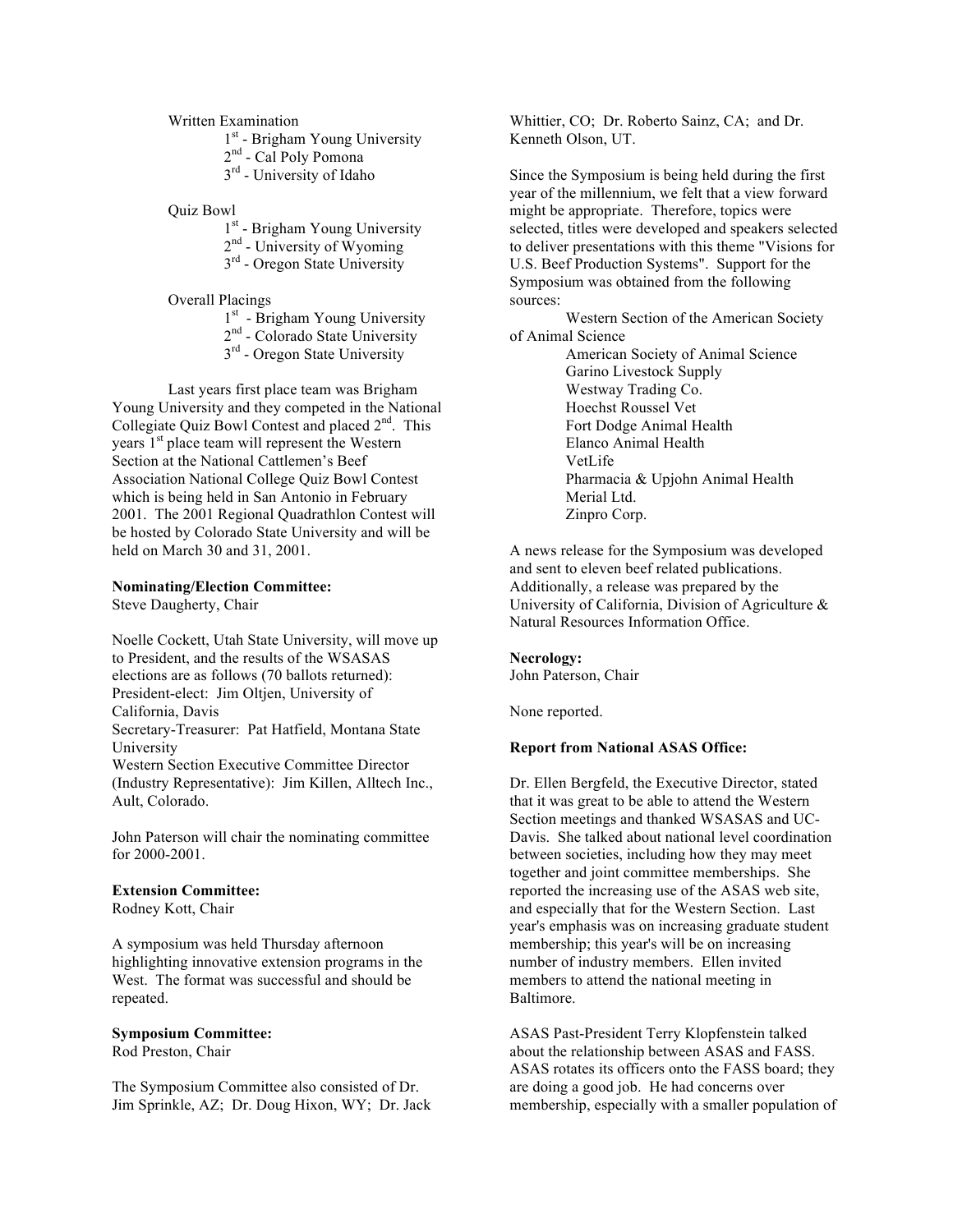Written Examination

1st - Brigham Young University
2nd - Cal Poly Pomona
3rd - University of Idaho

Quiz Bowl

1st - Brigham Young University
2nd - University of Wyoming
3rd - Oregon State University

Overall Placings

1st - Brigham Young University
2nd - Colorado State University
3rd - Oregon State University

Last years first place team was Brigham Young University and they competed in the National Collegiate Quiz Bowl Contest and placed 2nd. This years 1st place team will represent the Western Section at the National Cattlemen's Beef Association National College Quiz Bowl Contest which is being held in San Antonio in February 2001. The 2001 Regional Quadrathlon Contest will be hosted by Colorado State University and will be held on March 30 and 31, 2001.

**Nominating/Election Committee:**
Steve Daugherty, Chair

Noelle Cockett, Utah State University, will move up to President, and the results of the WSASAS elections are as follows (70 ballots returned):
President-elect: Jim Oltjen, University of California, Davis
Secretary-Treasurer: Pat Hatfield, Montana State University
Western Section Executive Committee Director (Industry Representative): Jim Killen, Alltech Inc., Ault, Colorado.

John Paterson will chair the nominating committee for 2000-2001.

**Extension Committee:**
Rodney Kott, Chair

A symposium was held Thursday afternoon highlighting innovative extension programs in the West. The format was successful and should be repeated.

**Symposium Committee:**
Rod Preston, Chair

The Symposium Committee also consisted of Dr. Jim Sprinkle, AZ; Dr. Doug Hixon, WY; Dr. Jack Whittier, CO; Dr. Roberto Sainz, CA; and Dr. Kenneth Olson, UT.

Since the Symposium is being held during the first year of the millennium, we felt that a view forward might be appropriate. Therefore, topics were selected, titles were developed and speakers selected to deliver presentations with this theme "Visions for U.S. Beef Production Systems". Support for the Symposium was obtained from the following sources:

Western Section of the American Society of Animal Science
American Society of Animal Science
Garino Livestock Supply
Westway Trading Co.
Hoechst Roussel Vet
Fort Dodge Animal Health
Elanco Animal Health
VetLife
Pharmacia & Upjohn Animal Health
Merial Ltd.
Zinpro Corp.

A news release for the Symposium was developed and sent to eleven beef related publications. Additionally, a release was prepared by the University of California, Division of Agriculture & Natural Resources Information Office.

**Necrology:**
John Paterson, Chair

None reported.

**Report from National ASAS Office:**

Dr. Ellen Bergfeld, the Executive Director, stated that it was great to be able to attend the Western Section meetings and thanked WSASAS and UC-Davis. She talked about national level coordination between societies, including how they may meet together and joint committee memberships. She reported the increasing use of the ASAS web site, and especially that for the Western Section. Last year's emphasis was on increasing graduate student membership; this year's will be on increasing number of industry members. Ellen invited members to attend the national meeting in Baltimore.

ASAS Past-President Terry Klopfenstein talked about the relationship between ASAS and FASS. ASAS rotates its officers onto the FASS board; they are doing a good job. He had concerns over membership, especially with a smaller population of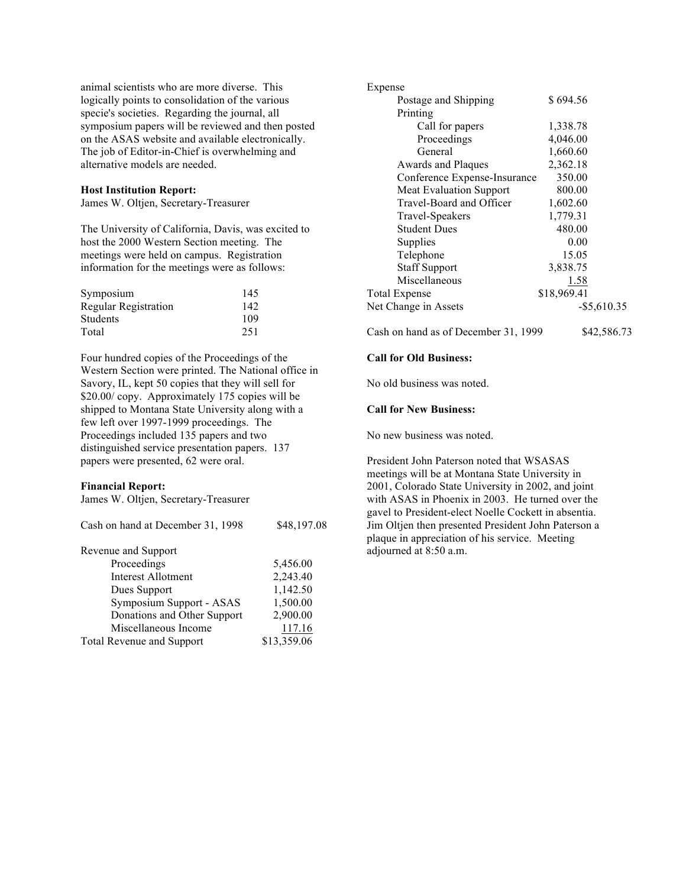animal scientists who are more diverse. This logically points to consolidation of the various specie's societies. Regarding the journal, all symposium papers will be reviewed and then posted on the ASAS website and available electronically. The job of Editor-in-Chief is overwhelming and alternative models are needed.

**Host Institution Report:**
James W. Oltjen, Secretary-Treasurer

The University of California, Davis, was excited to host the 2000 Western Section meeting. The meetings were held on campus. Registration information for the meetings were as follows:

| | |
|---|---|
| Symposium | 145 |
| Regular Registration | 142 |
| Students | 109 |
| Total | 251 |

Four hundred copies of the Proceedings of the Western Section were printed. The National office in Savory, IL, kept 50 copies that they will sell for $20.00/ copy. Approximately 175 copies will be shipped to Montana State University along with a few left over 1997-1999 proceedings. The Proceedings included 135 papers and two distinguished service presentation papers. 137 papers were presented, 62 were oral.

**Financial Report:**
James W. Oltjen, Secretary-Treasurer

| | | |
|---|---|---|
| Cash on hand at December 31, 1998 | | $48,197.08 |
| Revenue and Support | | |
| Proceedings | 5,456.00 | |
| Interest Allotment | 2,243.40 | |
| Dues Support | 1,142.50 | |
| Symposium Support - ASAS | 1,500.00 | |
| Donations and Other Support | 2,900.00 | |
| Miscellaneous Income | 117.16 | |
| Total Revenue and Support | $13,359.06 | |
| Expense | | |
| Postage and Shipping | $ 694.56 | |
| Printing | | |
| Call for papers | 1,338.78 | |
| Proceedings | 4,046.00 | |
| General | 1,660.60 | |
| Awards and Plaques | 2,362.18 | |
| Conference Expense-Insurance | 350.00 | |
| Meat Evaluation Support | 800.00 | |
| Travel-Board and Officer | 1,602.60 | |
| Travel-Speakers | 1,779.31 | |
| Student Dues | 480.00 | |
| Supplies | 0.00 | |
| Telephone | 15.05 | |
| Staff Support | 3,838.75 | |
| Miscellaneous | 1.58 | |
| Total Expense | $18,969.41 | |
| Net Change in Assets | | -$5,610.35 |
| Cash on hand as of December 31, 1999 | | $42,586.73 |

**Call for Old Business:**

No old business was noted.

**Call for New Business:**

No new business was noted.

President John Paterson noted that WSASAS meetings will be at Montana State University in 2001, Colorado State University in 2002, and joint with ASAS in Phoenix in 2003. He turned over the gavel to President-elect Noelle Cockett in absentia. Jim Oltjen then presented President John Paterson a plaque in appreciation of his service. Meeting adjourned at 8:50 a.m.